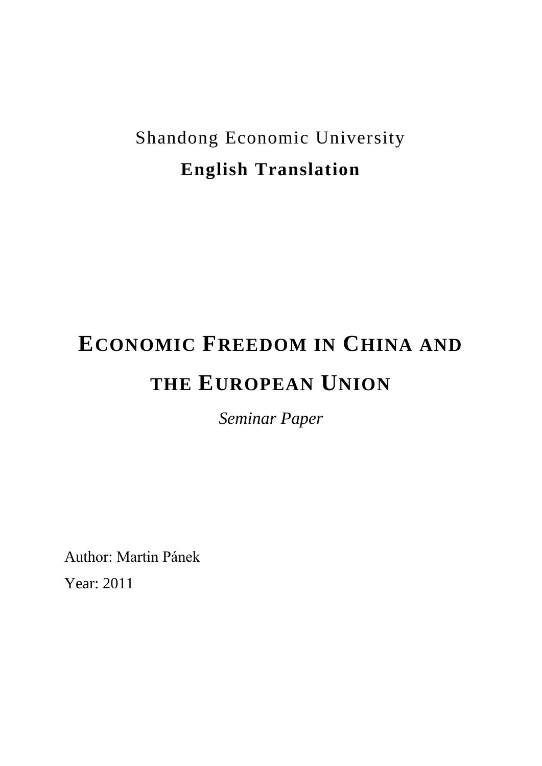Shandong Economic University

**English Translation**

# ECONOMIC FREEDOM IN CHINA AND THE EUROPEAN UNION

*Seminar Paper*

Author: Martin Pánek

Year: 2011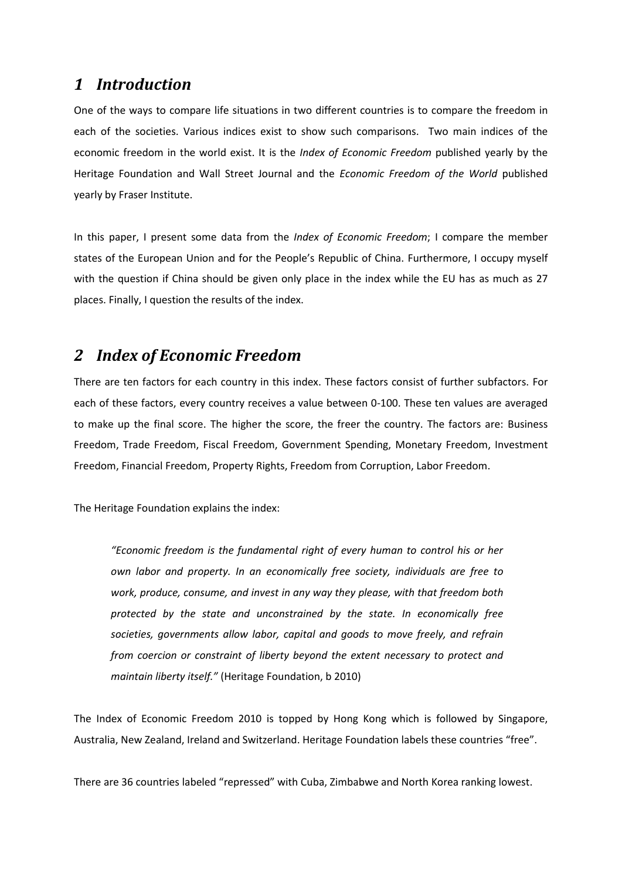# *1 Introduction*

One of the ways to compare life situations in two different countries is to compare the freedom in each of the societies. Various indices exist to show such comparisons. Two main indices of the economic freedom in the world exist. It is the *Index of Economic Freedom* published yearly by the Heritage Foundation and Wall Street Journal and the *Economic Freedom of the World* published yearly by Fraser Institute.

In this paper, I present some data from the *Index of Economic Freedom*; I compare the member states of the European Union and for the People's Republic of China. Furthermore, I occupy myself with the question if China should be given only place in the index while the EU has as much as 27 places. Finally, I question the results of the index.

# *2 Index of Economic Freedom*

There are ten factors for each country in this index. These factors consist of further subfactors. For each of these factors, every country receives a value between 0-100. These ten values are averaged to make up the final score. The higher the score, the freer the country. The factors are: Business Freedom, Trade Freedom, Fiscal Freedom, Government Spending, Monetary Freedom, Investment Freedom, Financial Freedom, Property Rights, Freedom from Corruption, Labor Freedom.

The Heritage Foundation explains the index:

> *"Economic freedom is the fundamental right of every human to control his or her own labor and property. In an economically free society, individuals are free to work, produce, consume, and invest in any way they please, with that freedom both protected by the state and unconstrained by the state. In economically free societies, governments allow labor, capital and goods to move freely, and refrain from coercion or constraint of liberty beyond the extent necessary to protect and maintain liberty itself."* (Heritage Foundation, b 2010)

The Index of Economic Freedom 2010 is topped by Hong Kong which is followed by Singapore, Australia, New Zealand, Ireland and Switzerland. Heritage Foundation labels these countries "free".

There are 36 countries labeled "repressed" with Cuba, Zimbabwe and North Korea ranking lowest.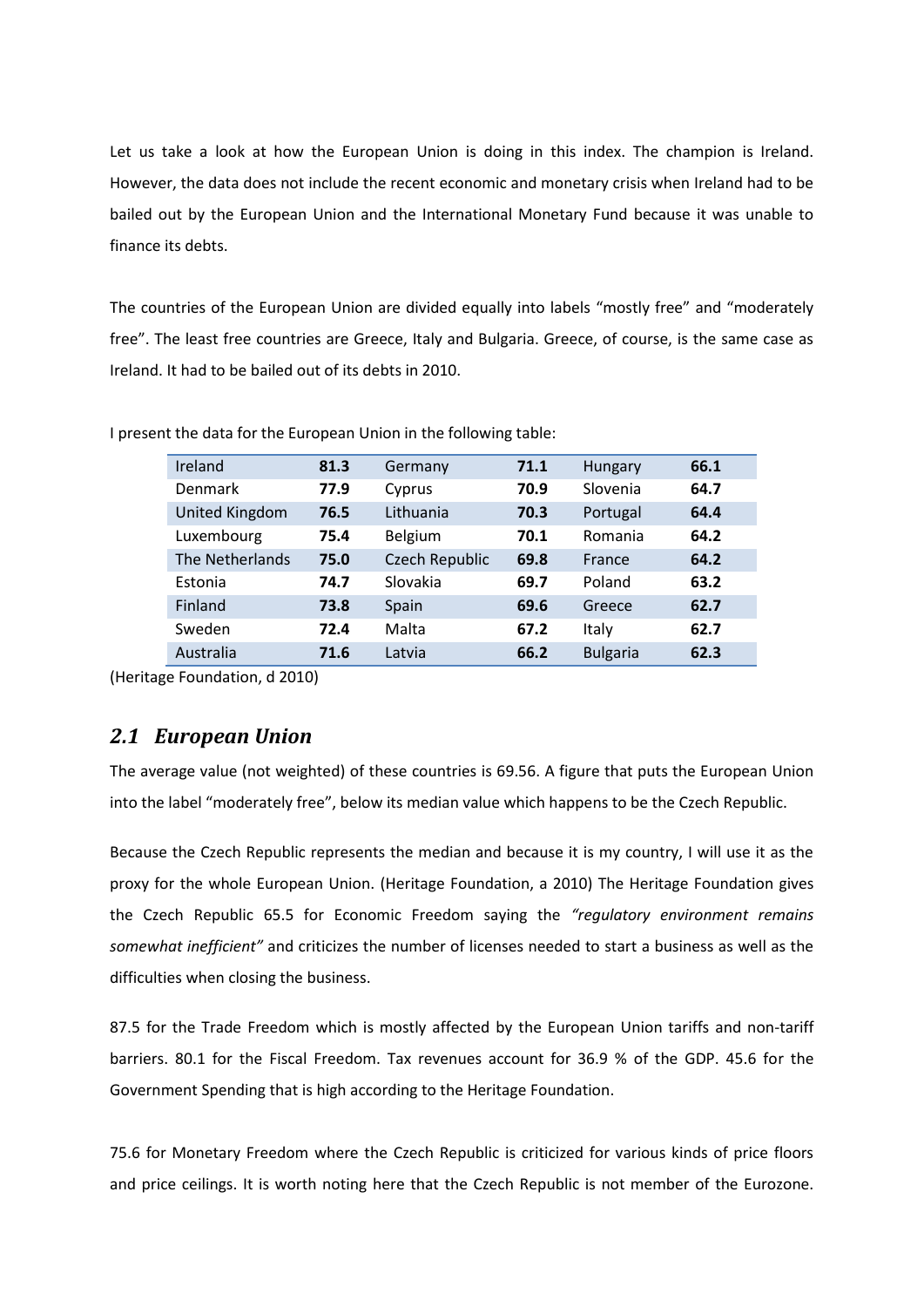Let us take a look at how the European Union is doing in this index. The champion is Ireland. However, the data does not include the recent economic and monetary crisis when Ireland had to be bailed out by the European Union and the International Monetary Fund because it was unable to finance its debts.

The countries of the European Union are divided equally into labels "mostly free" and "moderately free". The least free countries are Greece, Italy and Bulgaria. Greece, of course, is the same case as Ireland. It had to be bailed out of its debts in 2010.

I present the data for the European Union in the following table:

| | | | | | |
|---|---|---|---|---|---|
| Ireland | **81.3** | Germany | **71.1** | Hungary | **66.1** |
| Denmark | **77.9** | Cyprus | **70.9** | Slovenia | **64.7** |
| United Kingdom | **76.5** | Lithuania | **70.3** | Portugal | **64.4** |
| Luxembourg | **75.4** | Belgium | **70.1** | Romania | **64.2** |
| The Netherlands | **75.0** | Czech Republic | **69.8** | France | **64.2** |
| Estonia | **74.7** | Slovakia | **69.7** | Poland | **63.2** |
| Finland | **73.8** | Spain | **69.6** | Greece | **62.7** |
| Sweden | **72.4** | Malta | **67.2** | Italy | **62.7** |
| Australia | **71.6** | Latvia | **66.2** | Bulgaria | **62.3** |

(Heritage Foundation, d 2010)

## *2.1 European Union*

The average value (not weighted) of these countries is 69.56. A figure that puts the European Union into the label "moderately free", below its median value which happens to be the Czech Republic.

Because the Czech Republic represents the median and because it is my country, I will use it as the proxy for the whole European Union. (Heritage Foundation, a 2010) The Heritage Foundation gives the Czech Republic 65.5 for Economic Freedom saying the *"regulatory environment remains somewhat inefficient"* and criticizes the number of licenses needed to start a business as well as the difficulties when closing the business.

87.5 for the Trade Freedom which is mostly affected by the European Union tariffs and non-tariff barriers. 80.1 for the Fiscal Freedom. Tax revenues account for 36.9 % of the GDP. 45.6 for the Government Spending that is high according to the Heritage Foundation.

75.6 for Monetary Freedom where the Czech Republic is criticized for various kinds of price floors and price ceilings. It is worth noting here that the Czech Republic is not member of the Eurozone.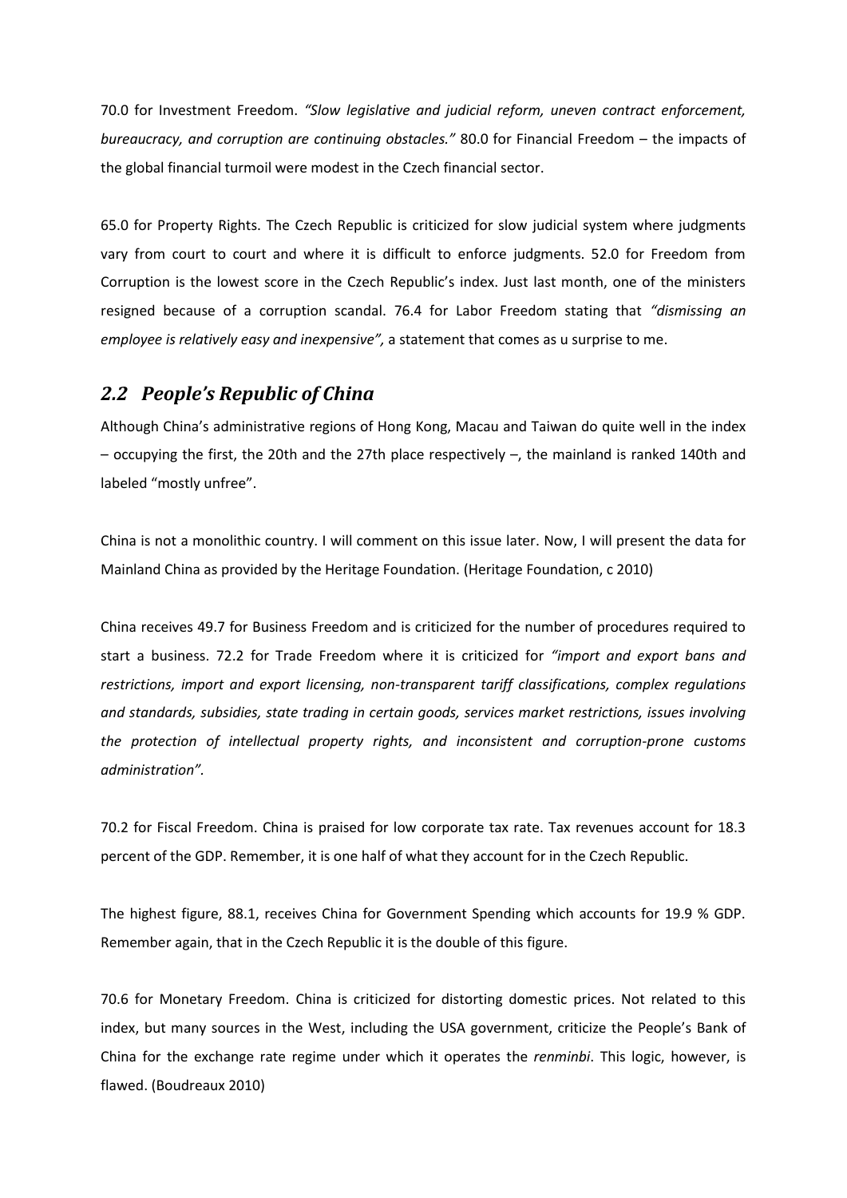70.0 for Investment Freedom. *"Slow legislative and judicial reform, uneven contract enforcement, bureaucracy, and corruption are continuing obstacles."* 80.0 for Financial Freedom – the impacts of the global financial turmoil were modest in the Czech financial sector.

65.0 for Property Rights. The Czech Republic is criticized for slow judicial system where judgments vary from court to court and where it is difficult to enforce judgments. 52.0 for Freedom from Corruption is the lowest score in the Czech Republic's index. Just last month, one of the ministers resigned because of a corruption scandal. 76.4 for Labor Freedom stating that *"dismissing an employee is relatively easy and inexpensive",* a statement that comes as u surprise to me.

## *2.2 People's Republic of China*

Although China's administrative regions of Hong Kong, Macau and Taiwan do quite well in the index – occupying the first, the 20th and the 27th place respectively –, the mainland is ranked 140th and labeled "mostly unfree".

China is not a monolithic country. I will comment on this issue later. Now, I will present the data for Mainland China as provided by the Heritage Foundation. (Heritage Foundation, c 2010)

China receives 49.7 for Business Freedom and is criticized for the number of procedures required to start a business. 72.2 for Trade Freedom where it is criticized for *"import and export bans and restrictions, import and export licensing, non-transparent tariff classifications, complex regulations and standards, subsidies, state trading in certain goods, services market restrictions, issues involving the protection of intellectual property rights, and inconsistent and corruption-prone customs administration".*

70.2 for Fiscal Freedom. China is praised for low corporate tax rate. Tax revenues account for 18.3 percent of the GDP. Remember, it is one half of what they account for in the Czech Republic.

The highest figure, 88.1, receives China for Government Spending which accounts for 19.9 % GDP. Remember again, that in the Czech Republic it is the double of this figure.

70.6 for Monetary Freedom. China is criticized for distorting domestic prices. Not related to this index, but many sources in the West, including the USA government, criticize the People's Bank of China for the exchange rate regime under which it operates the *renminbi*. This logic, however, is flawed. (Boudreaux 2010)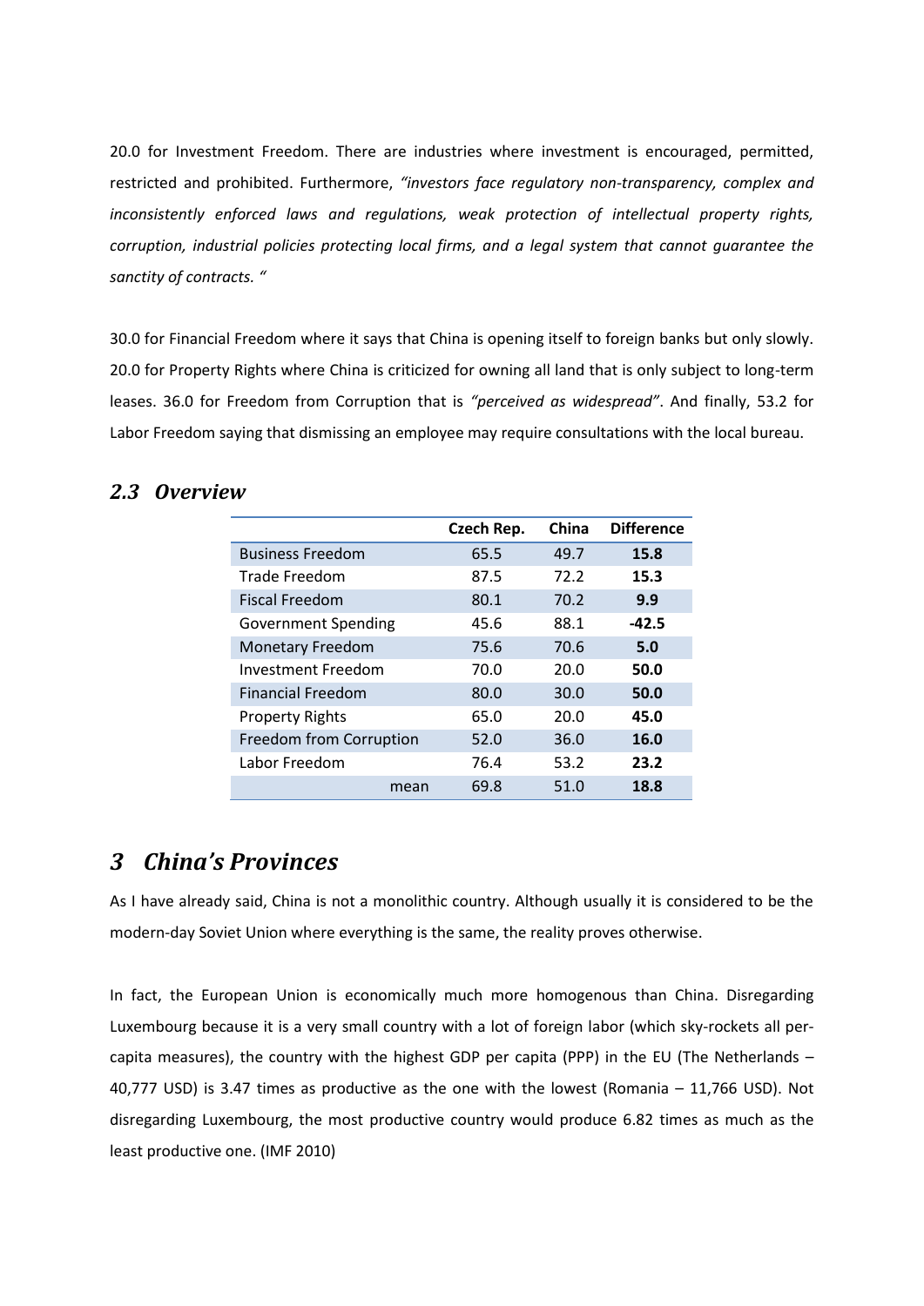20.0 for Investment Freedom. There are industries where investment is encouraged, permitted, restricted and prohibited. Furthermore, *"investors face regulatory non-transparency, complex and inconsistently enforced laws and regulations, weak protection of intellectual property rights, corruption, industrial policies protecting local firms, and a legal system that cannot guarantee the sanctity of contracts. "*

30.0 for Financial Freedom where it says that China is opening itself to foreign banks but only slowly. 20.0 for Property Rights where China is criticized for owning all land that is only subject to long-term leases. 36.0 for Freedom from Corruption that is *"perceived as widespread"*. And finally, 53.2 for Labor Freedom saying that dismissing an employee may require consultations with the local bureau.

## *2.3 Overview*

| | **Czech Rep.** | **China** | **Difference** |
|---|---|---|---|
| Business Freedom | 65.5 | 49.7 | **15.8** |
| Trade Freedom | 87.5 | 72.2 | **15.3** |
| Fiscal Freedom | 80.1 | 70.2 | **9.9** |
| Government Spending | 45.6 | 88.1 | **-42.5** |
| Monetary Freedom | 75.6 | 70.6 | **5.0** |
| Investment Freedom | 70.0 | 20.0 | **50.0** |
| Financial Freedom | 80.0 | 30.0 | **50.0** |
| Property Rights | 65.0 | 20.0 | **45.0** |
| Freedom from Corruption | 52.0 | 36.0 | **16.0** |
| Labor Freedom | 76.4 | 53.2 | **23.2** |
| mean | 69.8 | 51.0 | **18.8** |

# *3 China's Provinces*

As I have already said, China is not a monolithic country. Although usually it is considered to be the modern-day Soviet Union where everything is the same, the reality proves otherwise.

In fact, the European Union is economically much more homogenous than China. Disregarding Luxembourg because it is a very small country with a lot of foreign labor (which sky-rockets all per-capita measures), the country with the highest GDP per capita (PPP) in the EU (The Netherlands – 40,777 USD) is 3.47 times as productive as the one with the lowest (Romania – 11,766 USD). Not disregarding Luxembourg, the most productive country would produce 6.82 times as much as the least productive one. (IMF 2010)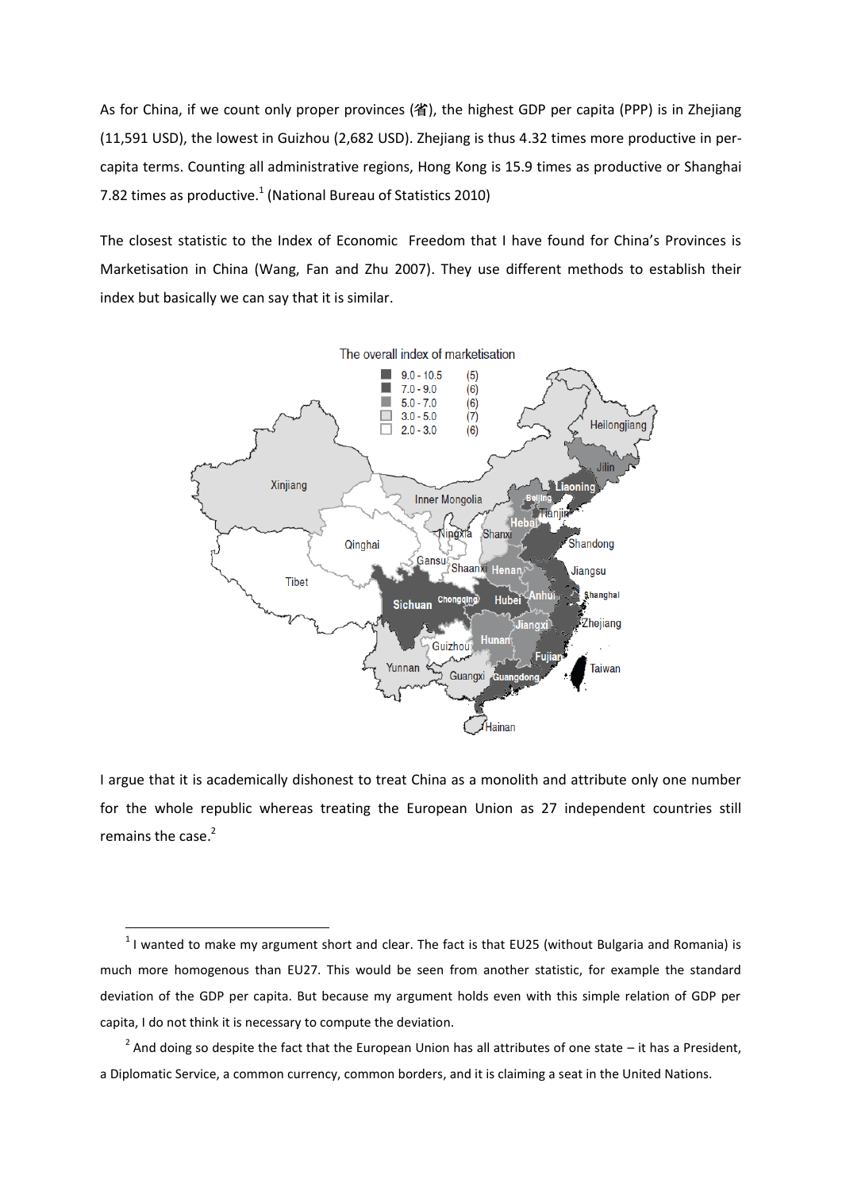As for China, if we count only proper provinces (省), the highest GDP per capita (PPP) is in Zhejiang (11,591 USD), the lowest in Guizhou (2,682 USD). Zhejiang is thus 4.32 times more productive in per-capita terms. Counting all administrative regions, Hong Kong is 15.9 times as productive or Shanghai 7.82 times as productive.[1] (National Bureau of Statistics 2010)

The closest statistic to the Index of Economic Freedom that I have found for China's Provinces is Marketisation in China (Wang, Fan and Zhu 2007). They use different methods to establish their index but basically we can say that it is similar.

The overall index of marketisation

| Range | Count |
|---|---|
| 9.0 - 10.5 | (5) |
| 7.0 - 9.0 | (6) |
| 5.0 - 7.0 | (6) |
| 3.0 - 5.0 | (7) |
| 2.0 - 3.0 | (6) |

I argue that it is academically dishonest to treat China as a monolith and attribute only one number for the whole republic whereas treating the European Union as 27 independent countries still remains the case.[2]

---

[1] I wanted to make my argument short and clear. The fact is that EU25 (without Bulgaria and Romania) is much more homogenous than EU27. This would be seen from another statistic, for example the standard deviation of the GDP per capita. But because my argument holds even with this simple relation of GDP per capita, I do not think it is necessary to compute the deviation.

[2] And doing so despite the fact that the European Union has all attributes of one state – it has a President, a Diplomatic Service, a common currency, common borders, and it is claiming a seat in the United Nations.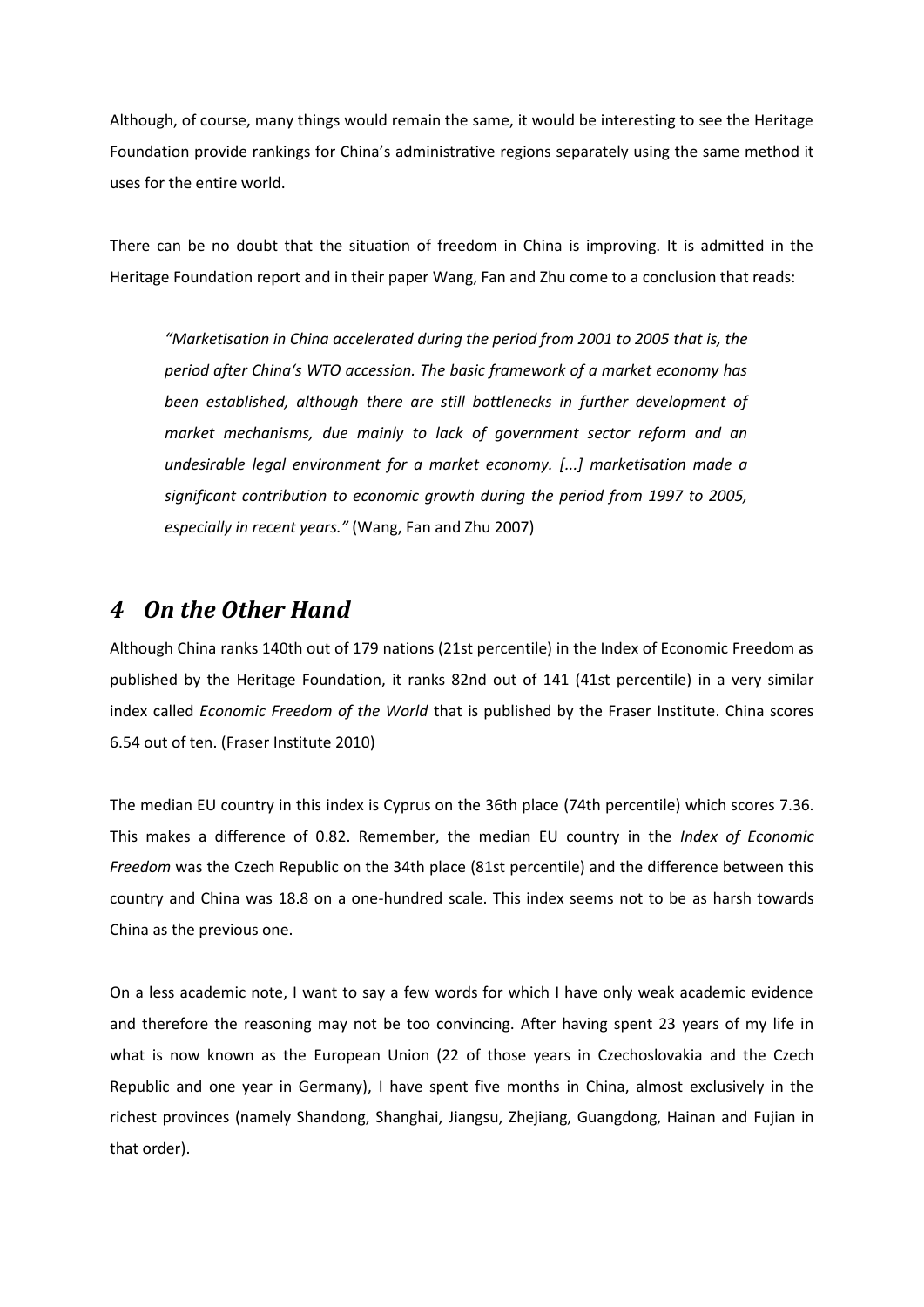Although, of course, many things would remain the same, it would be interesting to see the Heritage Foundation provide rankings for China's administrative regions separately using the same method it uses for the entire world.

There can be no doubt that the situation of freedom in China is improving. It is admitted in the Heritage Foundation report and in their paper Wang, Fan and Zhu come to a conclusion that reads:

> *"Marketisation in China accelerated during the period from 2001 to 2005 that is, the period after China's WTO accession. The basic framework of a market economy has been established, although there are still bottlenecks in further development of market mechanisms, due mainly to lack of government sector reform and an undesirable legal environment for a market economy. [...] marketisation made a significant contribution to economic growth during the period from 1997 to 2005, especially in recent years."* (Wang, Fan and Zhu 2007)

# *4 On the Other Hand*

Although China ranks 140th out of 179 nations (21st percentile) in the Index of Economic Freedom as published by the Heritage Foundation, it ranks 82nd out of 141 (41st percentile) in a very similar index called *Economic Freedom of the World* that is published by the Fraser Institute. China scores 6.54 out of ten. (Fraser Institute 2010)

The median EU country in this index is Cyprus on the 36th place (74th percentile) which scores 7.36. This makes a difference of 0.82. Remember, the median EU country in the *Index of Economic Freedom* was the Czech Republic on the 34th place (81st percentile) and the difference between this country and China was 18.8 on a one-hundred scale. This index seems not to be as harsh towards China as the previous one.

On a less academic note, I want to say a few words for which I have only weak academic evidence and therefore the reasoning may not be too convincing. After having spent 23 years of my life in what is now known as the European Union (22 of those years in Czechoslovakia and the Czech Republic and one year in Germany), I have spent five months in China, almost exclusively in the richest provinces (namely Shandong, Shanghai, Jiangsu, Zhejiang, Guangdong, Hainan and Fujian in that order).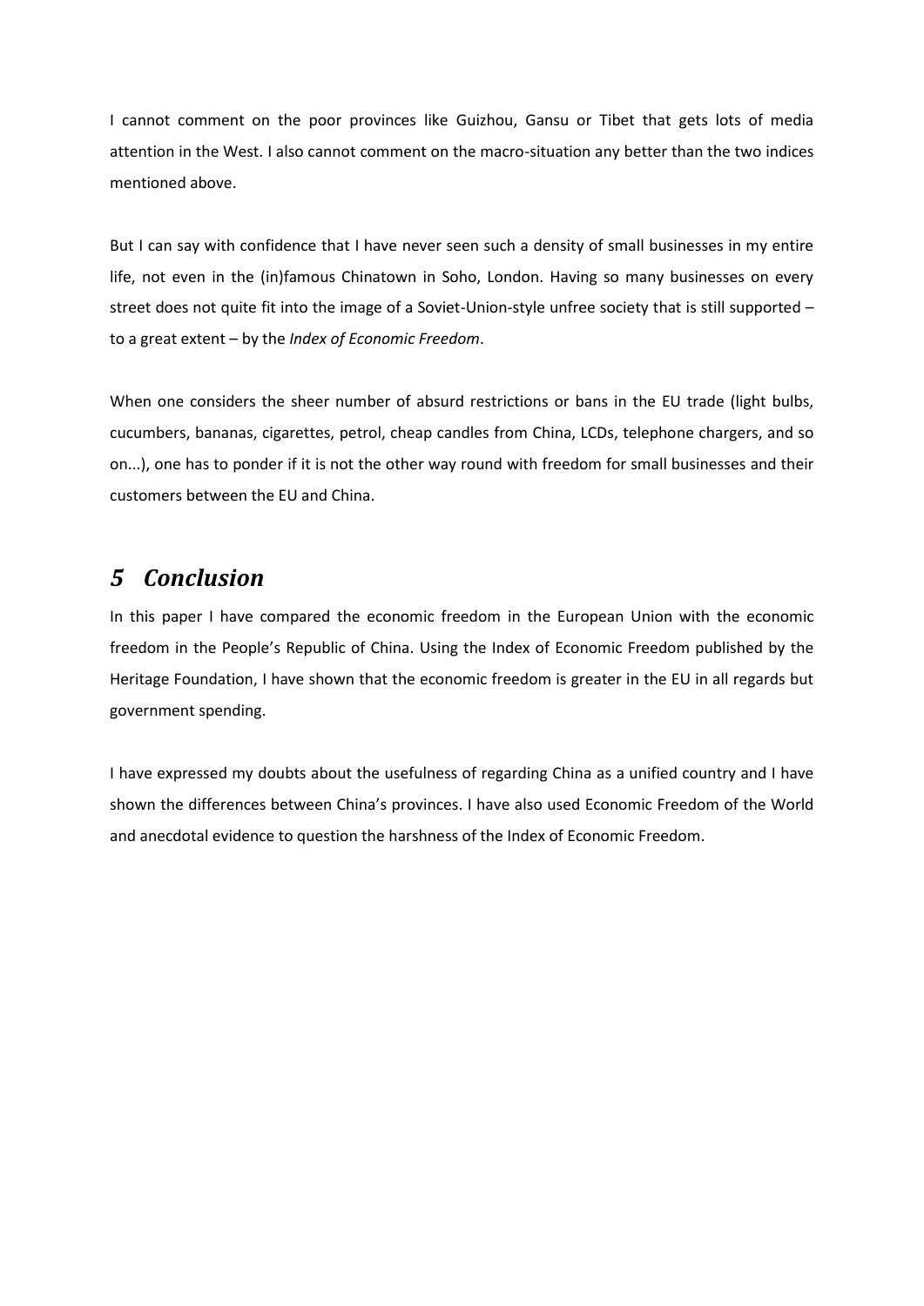I cannot comment on the poor provinces like Guizhou, Gansu or Tibet that gets lots of media attention in the West. I also cannot comment on the macro-situation any better than the two indices mentioned above.

But I can say with confidence that I have never seen such a density of small businesses in my entire life, not even in the (in)famous Chinatown in Soho, London. Having so many businesses on every street does not quite fit into the image of a Soviet-Union-style unfree society that is still supported – to a great extent – by the *Index of Economic Freedom*.

When one considers the sheer number of absurd restrictions or bans in the EU trade (light bulbs, cucumbers, bananas, cigarettes, petrol, cheap candles from China, LCDs, telephone chargers, and so on...), one has to ponder if it is not the other way round with freedom for small businesses and their customers between the EU and China.

## *5 Conclusion*

In this paper I have compared the economic freedom in the European Union with the economic freedom in the People's Republic of China. Using the Index of Economic Freedom published by the Heritage Foundation, I have shown that the economic freedom is greater in the EU in all regards but government spending.

I have expressed my doubts about the usefulness of regarding China as a unified country and I have shown the differences between China's provinces. I have also used Economic Freedom of the World and anecdotal evidence to question the harshness of the Index of Economic Freedom.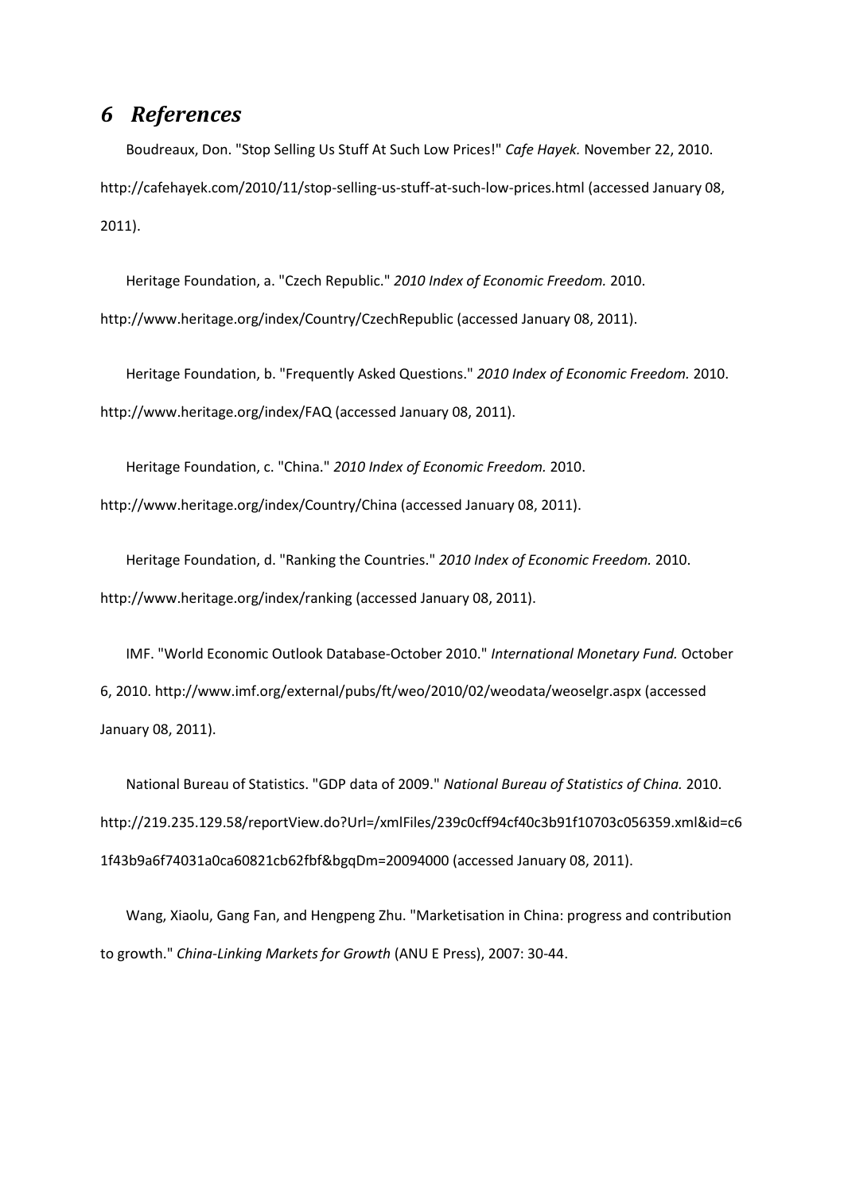# *6 References*

Boudreaux, Don. "Stop Selling Us Stuff At Such Low Prices!" *Cafe Hayek.* November 22, 2010. http://cafehayek.com/2010/11/stop-selling-us-stuff-at-such-low-prices.html (accessed January 08, 2011).

Heritage Foundation, a. "Czech Republic." *2010 Index of Economic Freedom.* 2010. http://www.heritage.org/index/Country/CzechRepublic (accessed January 08, 2011).

Heritage Foundation, b. "Frequently Asked Questions." *2010 Index of Economic Freedom.* 2010. http://www.heritage.org/index/FAQ (accessed January 08, 2011).

Heritage Foundation, c. "China." *2010 Index of Economic Freedom.* 2010. http://www.heritage.org/index/Country/China (accessed January 08, 2011).

Heritage Foundation, d. "Ranking the Countries." *2010 Index of Economic Freedom.* 2010. http://www.heritage.org/index/ranking (accessed January 08, 2011).

IMF. "World Economic Outlook Database-October 2010." *International Monetary Fund.* October 6, 2010. http://www.imf.org/external/pubs/ft/weo/2010/02/weodata/weoselgr.aspx (accessed January 08, 2011).

National Bureau of Statistics. "GDP data of 2009." *National Bureau of Statistics of China.* 2010. http://219.235.129.58/reportView.do?Url=/xmlFiles/239c0cff94cf40c3b91f10703c056359.xml&id=c61f43b9a6f74031a0ca60821cb62fbf&bgqDm=20094000 (accessed January 08, 2011).

Wang, Xiaolu, Gang Fan, and Hengpeng Zhu. "Marketisation in China: progress and contribution to growth." *China-Linking Markets for Growth* (ANU E Press), 2007: 30-44.